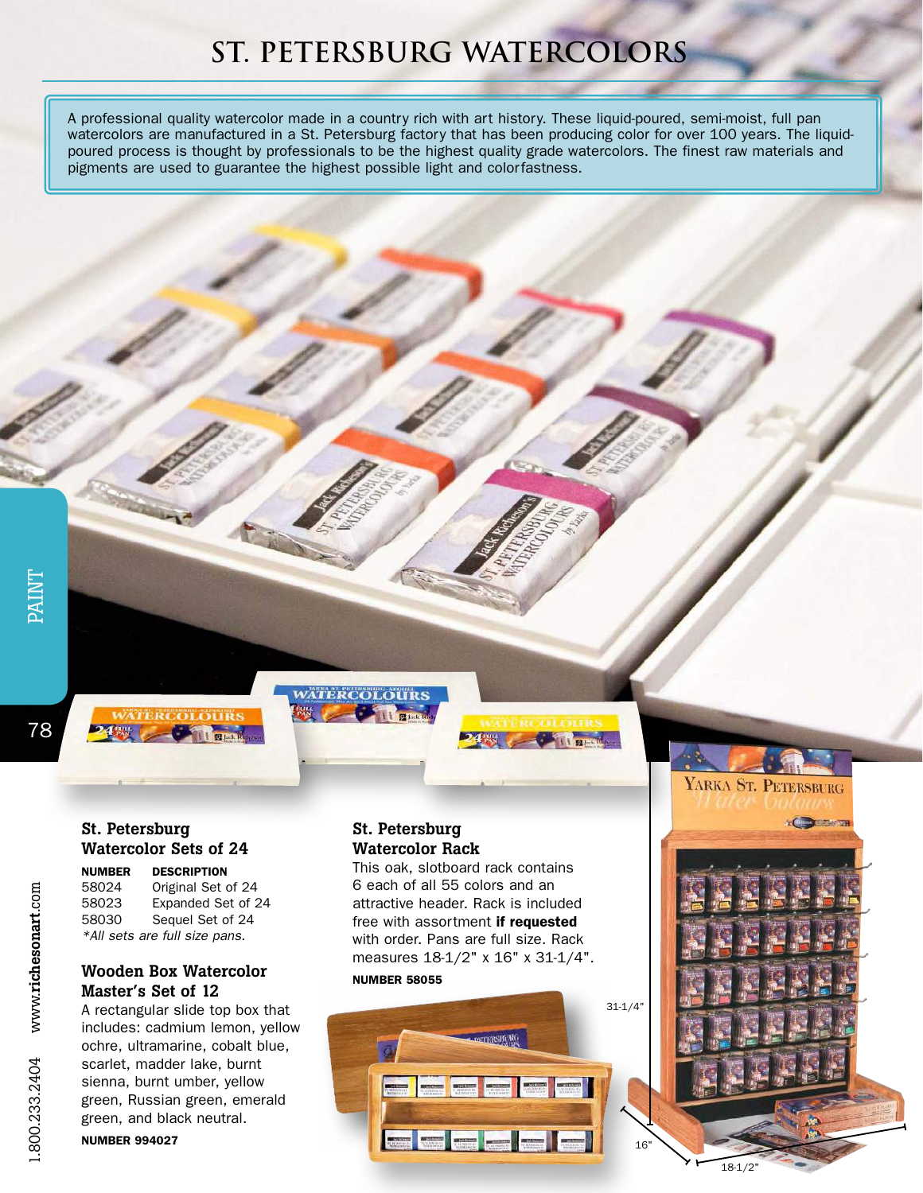# ST. PETERSBURG WATERCOLORS

A professional quality watercolor made in a country rich with art history. These liquid-poured, semi-moist, full pan watercolors are manufactured in a St. Petersburg factory that has been producing color for over 100 years. The liquid-poured process is thought by professionals to be the highest quality grade watercolors. The finest raw materials and pigments are used to guarantee the highest possible light and colorfastness.

## St. Petersburg Watercolor Sets of 24

| NUMBER | DESCRIPTION |
|---|---|
| 58024 | Original Set of 24 |
| 58023 | Expanded Set of 24 |
| 58030 | Sequel Set of 24 |

*\*All sets are full size pans.*

## Wooden Box Watercolor Master's Set of 12

A rectangular slide top box that includes: cadmium lemon, yellow ochre, ultramarine, cobalt blue, scarlet, madder lake, burnt sienna, burnt umber, yellow green, Russian green, emerald green, and black neutral.

**NUMBER 994027**

## St. Petersburg Watercolor Rack

This oak, slotboard rack contains 6 each of all 55 colors and an attractive header. Rack is included free with assortment **if requested** with order. Pans are full size. Rack measures 18-1/2" x 16" x 31-1/4".

**NUMBER 58055**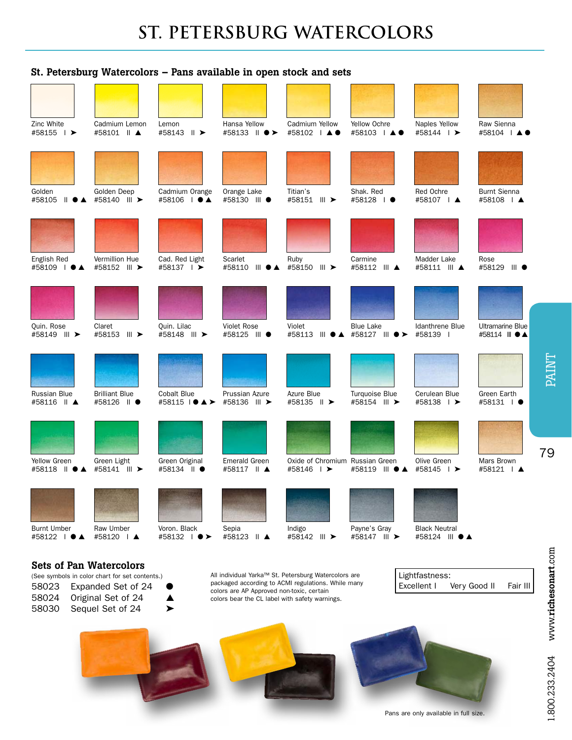# ST. PETERSBURG WATERCOLORS

## St. Petersburg Watercolors – Pans available in open stock and sets

| | | | | | | | |
|---|---|---|---|---|---|---|---|
| Zinc White #58155 I ➤ | Cadmium Lemon #58101 II ▲ | Lemon #58143 II ➤ | Hansa Yellow #58133 II ●➤ | Cadmium Yellow #58102 I ▲● | Yellow Ochre #58103 I ▲● | Naples Yellow #58144 I ➤ | Raw Sienna #58104 I ▲● |
| Golden #58105 II ●▲ | Golden Deep #58140 III ➤ | Cadmium Orange #58106 I ●▲ | Orange Lake #58130 III ● | Titian's #58151 III ➤ | Shak. Red #58128 I ● | Red Ochre #58107 I ▲ | Burnt Sienna #58108 I ▲ |
| English Red #58109 I ●▲ | Vermillion Hue #58152 III ➤ | Cad. Red Light #58137 I ➤ | Scarlet #58110 III ●▲ | Ruby #58150 III ➤ | Carmine #58112 III ▲ | Madder Lake #58111 III ▲ | Rose #58129 III ● |
| Quin. Rose #58149 III ➤ | Claret #58153 III ➤ | Quin. Lilac #58148 III ➤ | Violet Rose #58125 III ● | Violet #58113 III ●▲ | Blue Lake #58127 III ●➤ | Idanthrene Blue #58139 I | Ultramarine Blue #58114 III ●▲ |
| Russian Blue #58116 II ▲ | Brilliant Blue #58126 II ● | Cobalt Blue #58115 I ●▲➤ | Prussian Azure #58136 III ➤ | Azure Blue #58135 II ➤ | Turquoise Blue #58154 III ➤ | Cerulean Blue #58138 I ➤ | Green Earth #58131 I ● |
| Yellow Green #58118 II ●▲ | Green Light #58141 III ➤ | Green Original #58134 II ● | Emerald Green #58117 II ▲ | Oxide of Chromium #58146 I ➤ | Russian Green #58119 III ●▲ | Olive Green #58145 I ➤ | Mars Brown #58121 I ▲ |
| Burnt Umber #58122 I ●▲ | Raw Umber #58120 I ▲ | Voron. Black #58132 I ●➤ | Sepia #58123 II ▲ | Indigo #58142 III ➤ | Payne's Gray #58147 III ➤ | Black Neutral #58124 III ●▲ | |

PAINT

### Sets of Pan Watercolors

(See symbols in color chart for set contents.)

| | | |
|---|---|---|
| 58023 | Expanded Set of 24 | ● |
| 58024 | Original Set of 24 | ▲ |
| 58030 | Sequel Set of 24 | ➤ |

All individual Yarka™ St. Petersburg Watercolors are packaged according to ACMI regulations. While many colors are AP Approved non-toxic, certain colors bear the CL label with safety warnings.

| Lightfastness: | | |
|---|---|---|
| Excellent I | Very Good II | Fair III |

Pans are only available in full size.

www.richesonart.com 1.800.233.2404